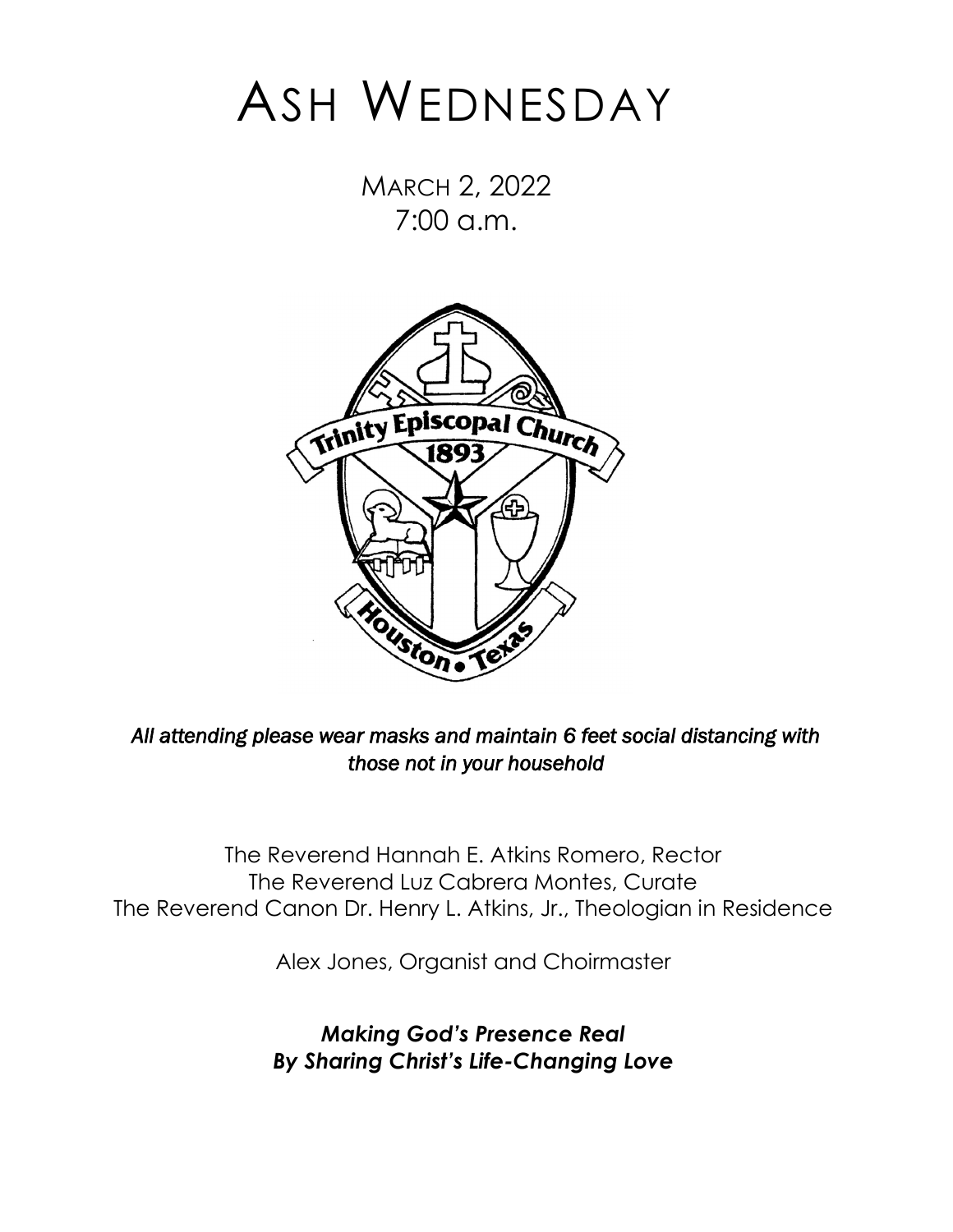# Ash Wednesday

March 2, 2022
7:00 a.m.

*All attending please wear masks and maintain 6 feet social distancing with those not in your household*

The Reverend Hannah E. Atkins Romero, Rector
The Reverend Luz Cabrera Montes, Curate
The Reverend Canon Dr. Henry L. Atkins, Jr., Theologian in Residence

Alex Jones, Organist and Choirmaster

***Making God's Presence Real***
***By Sharing Christ's Life-Changing Love***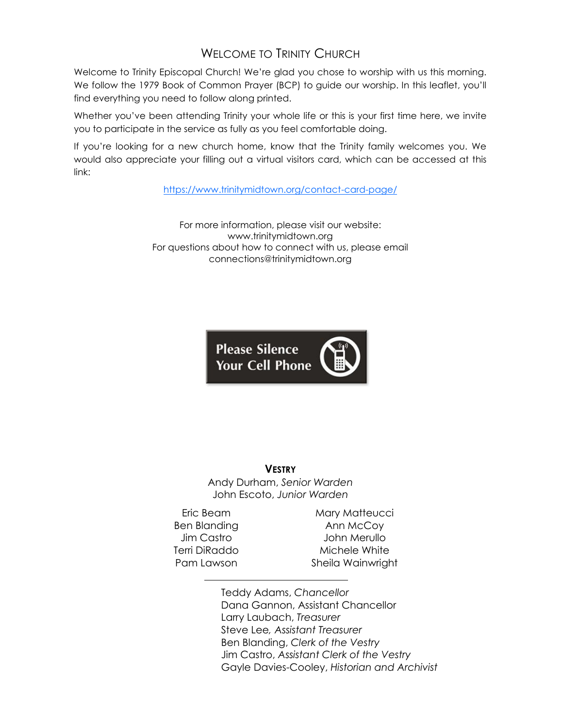## Welcome to Trinity Church

Welcome to Trinity Episcopal Church! We're glad you chose to worship with us this morning. We follow the 1979 Book of Common Prayer (BCP) to guide our worship. In this leaflet, you'll find everything you need to follow along printed.

Whether you've been attending Trinity your whole life or this is your first time here, we invite you to participate in the service as fully as you feel comfortable doing.

If you're looking for a new church home, know that the Trinity family welcomes you. We would also appreciate your filling out a virtual visitors card, which can be accessed at this link:

https://www.trinitymidtown.org/contact-card-page/

For more information, please visit our website:
www.trinitymidtown.org
For questions about how to connect with us, please email
connections@trinitymidtown.org

Please Silence Your Cell Phone

**Vestry**

Andy Durham, *Senior Warden*
John Escoto, *Junior Warden*

Eric Beam
Ben Blanding
Jim Castro
Terri DiRaddo
Pam Lawson
Mary Matteucci
Ann McCoy
John Merullo
Michele White
Sheila Wainwright

---

Teddy Adams, *Chancellor*
Dana Gannon, Assistant Chancellor
Larry Laubach, *Treasurer*
Steve Lee, *Assistant Treasurer*
Ben Blanding, *Clerk of the Vestry*
Jim Castro, *Assistant Clerk of the Vestry*
Gayle Davies-Cooley, *Historian and Archivist*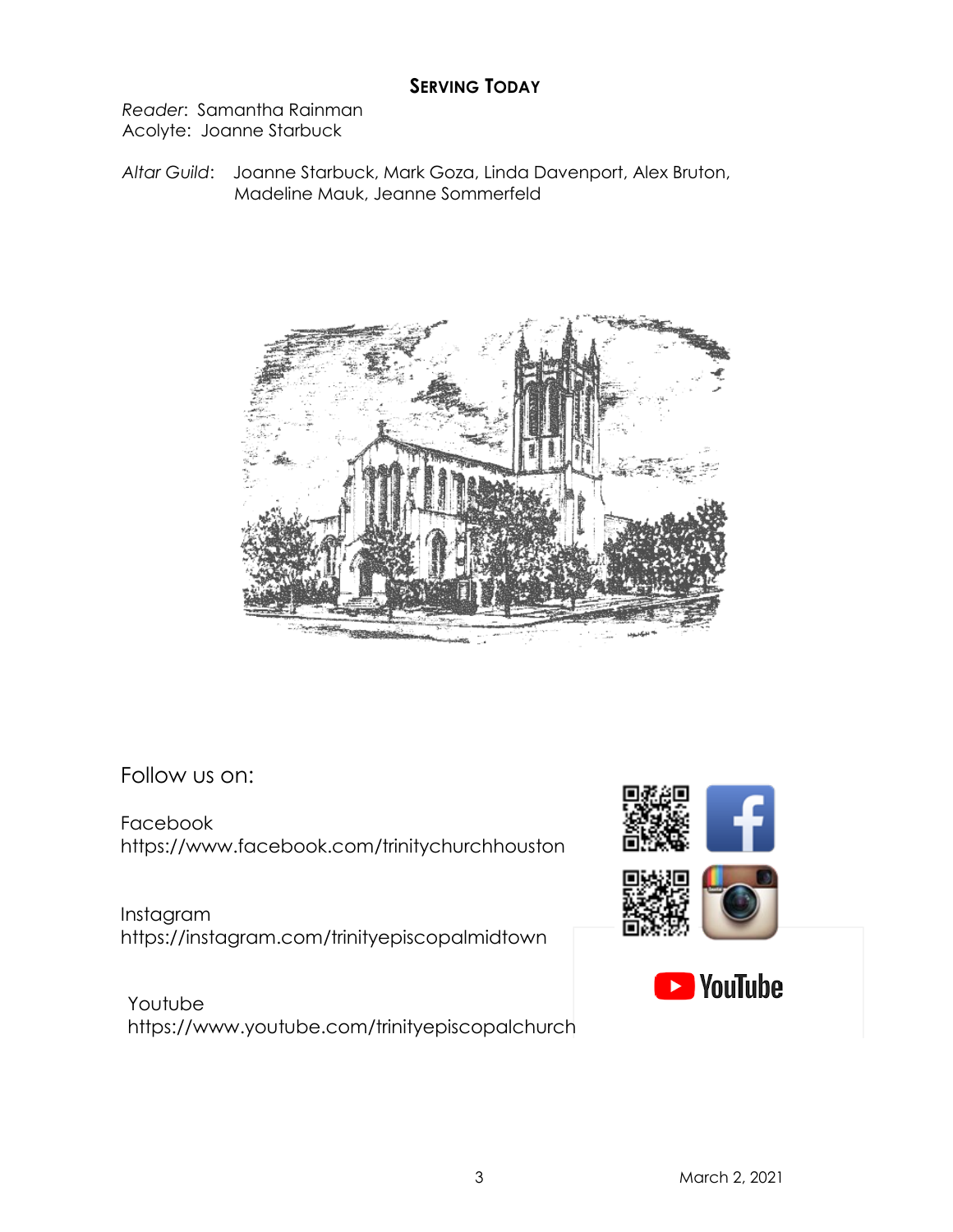## Serving Today

*Reader*: Samantha Rainman
Acolyte: Joanne Starbuck

*Altar Guild*: Joanne Starbuck, Mark Goza, Linda Davenport, Alex Bruton, Madeline Mauk, Jeanne Sommerfeld

Follow us on:

Facebook
https://www.facebook.com/trinitychurchhouston

Instagram
https://instagram.com/trinityepiscopalmidtown

Youtube
https://www.youtube.com/trinityepiscopalchurch

March 2, 2021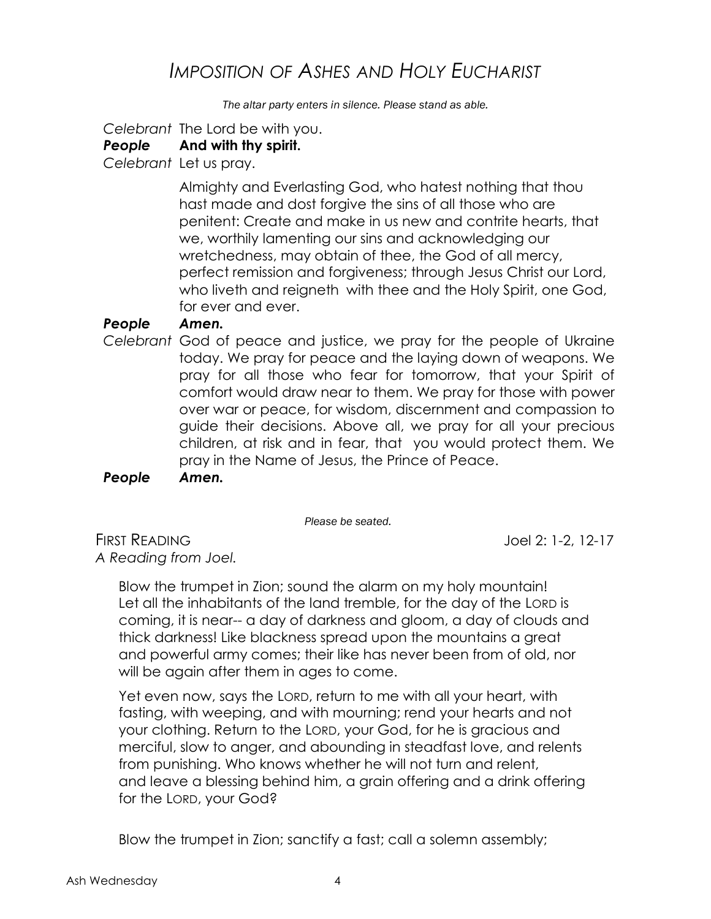# *Imposition of Ashes and Holy Eucharist*

*The altar party enters in silence. Please stand as able.*

*Celebrant* The Lord be with you.

***People*** **And with thy spirit.**

*Celebrant* Let us pray.

Almighty and Everlasting God, who hatest nothing that thou hast made and dost forgive the sins of all those who are penitent: Create and make in us new and contrite hearts, that we, worthily lamenting our sins and acknowledging our wretchedness, may obtain of thee, the God of all mercy, perfect remission and forgiveness; through Jesus Christ our Lord, who liveth and reigneth with thee and the Holy Spirit, one God, for ever and ever.

***People*** ***Amen.***

*Celebrant* God of peace and justice, we pray for the people of Ukraine today. We pray for peace and the laying down of weapons. We pray for all those who fear for tomorrow, that your Spirit of comfort would draw near to them. We pray for those with power over war or peace, for wisdom, discernment and compassion to guide their decisions. Above all, we pray for all your precious children, at risk and in fear, that you would protect them. We pray in the Name of Jesus, the Prince of Peace.

***People*** ***Amen.***

*Please be seated.*

First Reading — Joel 2: 1-2, 12-17

*A Reading from Joel.*

Blow the trumpet in Zion; sound the alarm on my holy mountain! Let all the inhabitants of the land tremble, for the day of the Lord is coming, it is near-- a day of darkness and gloom, a day of clouds and thick darkness! Like blackness spread upon the mountains a great and powerful army comes; their like has never been from of old, nor will be again after them in ages to come.

Yet even now, says the Lord, return to me with all your heart, with fasting, with weeping, and with mourning; rend your hearts and not your clothing. Return to the Lord, your God, for he is gracious and merciful, slow to anger, and abounding in steadfast love, and relents from punishing. Who knows whether he will not turn and relent, and leave a blessing behind him, a grain offering and a drink offering for the Lord, your God?

Blow the trumpet in Zion; sanctify a fast; call a solemn assembly;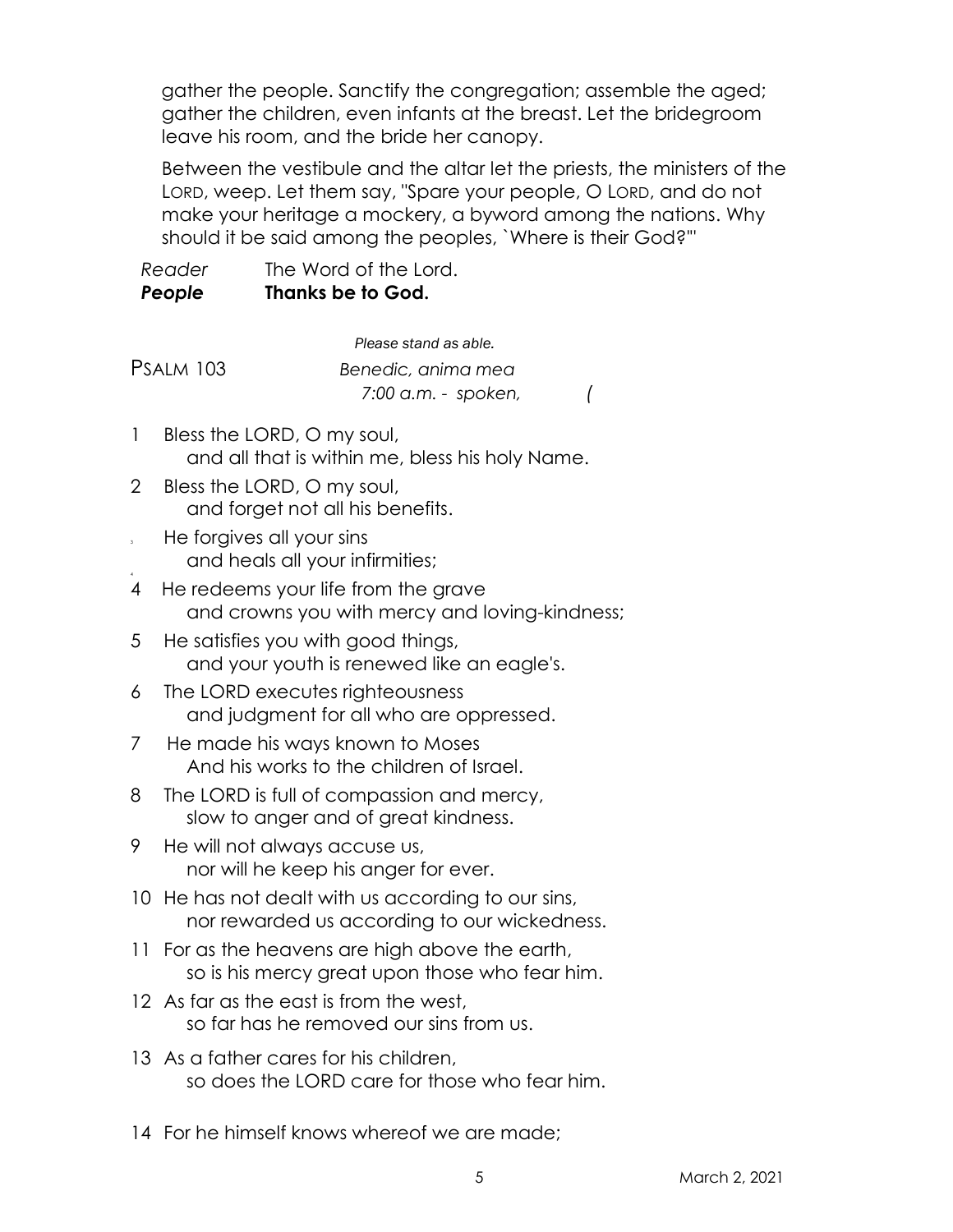gather the people. Sanctify the congregation; assemble the aged; gather the children, even infants at the breast. Let the bridegroom leave his room, and the bride her canopy.

Between the vestibule and the altar let the priests, the ministers of the LORD, weep. Let them say, "Spare your people, O LORD, and do not make your heritage a mockery, a byword among the nations. Why should it be said among the peoples, `Where is their God?'"

*Reader* The Word of the Lord.
***People*** **Thanks be to God.**

*Please stand as able.*

PSALM 103 *Benedic, anima mea*
*7:00 a.m. - spoken,* (

1 Bless the LORD, O my soul,
  and all that is within me, bless his holy Name.

2 Bless the LORD, O my soul,
  and forget not all his benefits.

3 He forgives all your sins
  and heals all your infirmities;

4 He redeems your life from the grave
  and crowns you with mercy and loving-kindness;

5 He satisfies you with good things,
  and your youth is renewed like an eagle's.

6 The LORD executes righteousness
  and judgment for all who are oppressed.

7 He made his ways known to Moses
  And his works to the children of Israel.

8 The LORD is full of compassion and mercy,
  slow to anger and of great kindness.

9 He will not always accuse us,
  nor will he keep his anger for ever.

10 He has not dealt with us according to our sins,
  nor rewarded us according to our wickedness.

11 For as the heavens are high above the earth,
  so is his mercy great upon those who fear him.

12 As far as the east is from the west,
  so far has he removed our sins from us.

13 As a father cares for his children,
  so does the LORD care for those who fear him.

14 For he himself knows whereof we are made;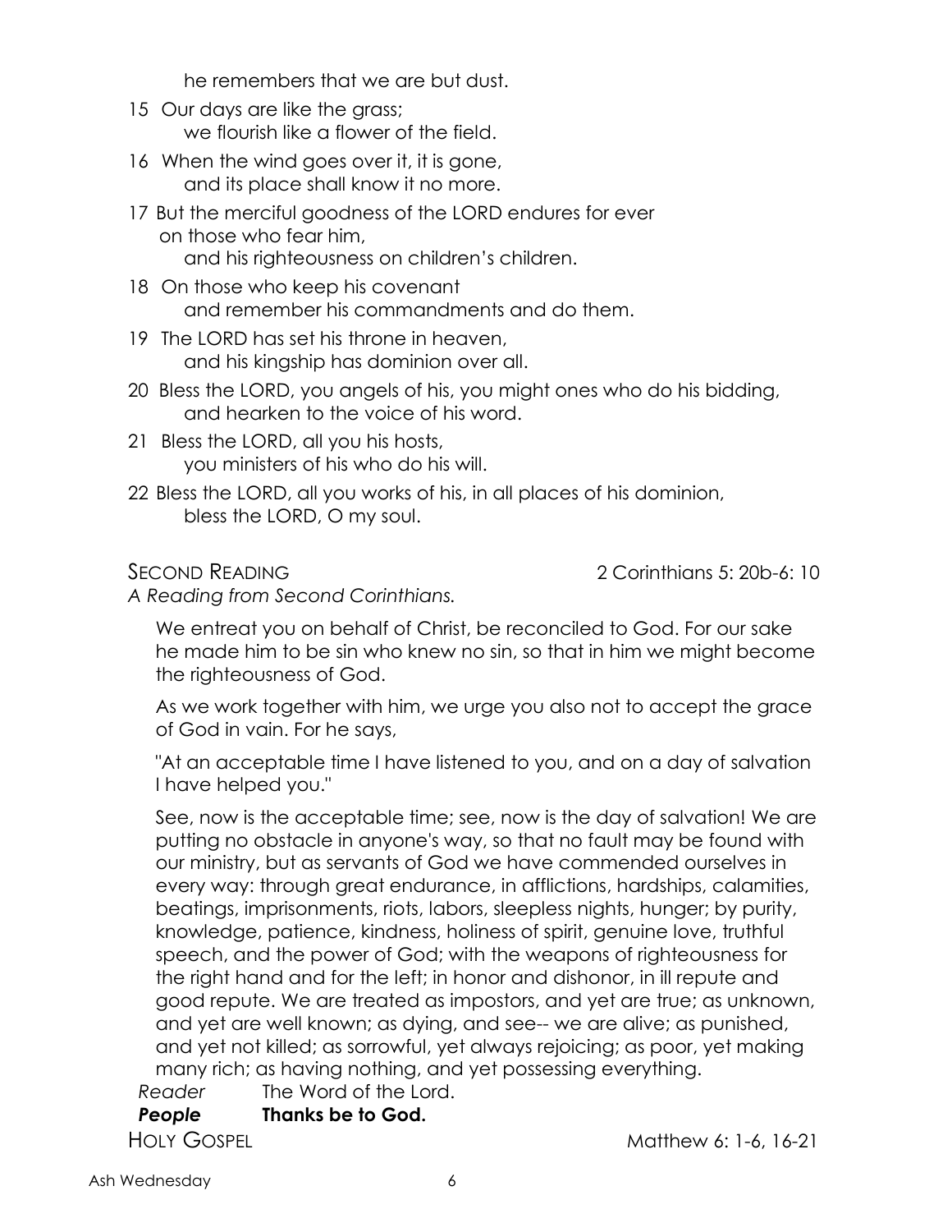he remembers that we are but dust.

15 Our days are like the grass;
 we flourish like a flower of the field.

16 When the wind goes over it, it is gone,
 and its place shall know it no more.

17 But the merciful goodness of the LORD endures for ever
 on those who fear him,
 and his righteousness on children's children.

18 On those who keep his covenant
 and remember his commandments and do them.

19 The LORD has set his throne in heaven,
 and his kingship has dominion over all.

20 Bless the LORD, you angels of his, you might ones who do his bidding,
 and hearken to the voice of his word.

21 Bless the LORD, all you his hosts,
 you ministers of his who do his will.

22 Bless the LORD, all you works of his, in all places of his dominion,
 bless the LORD, O my soul.

## SECOND READING — 2 Corinthians 5: 20b-6: 10

*A Reading from Second Corinthians.*

We entreat you on behalf of Christ, be reconciled to God. For our sake he made him to be sin who knew no sin, so that in him we might become the righteousness of God.

As we work together with him, we urge you also not to accept the grace of God in vain. For he says,

"At an acceptable time I have listened to you, and on a day of salvation I have helped you."

See, now is the acceptable time; see, now is the day of salvation! We are putting no obstacle in anyone's way, so that no fault may be found with our ministry, but as servants of God we have commended ourselves in every way: through great endurance, in afflictions, hardships, calamities, beatings, imprisonments, riots, labors, sleepless nights, hunger; by purity, knowledge, patience, kindness, holiness of spirit, genuine love, truthful speech, and the power of God; with the weapons of righteousness for the right hand and for the left; in honor and dishonor, in ill repute and good repute. We are treated as impostors, and yet are true; as unknown, and yet are well known; as dying, and see-- we are alive; as punished, and yet not killed; as sorrowful, yet always rejoicing; as poor, yet making many rich; as having nothing, and yet possessing everything.

*Reader* The Word of the Lord.
***People*** **Thanks be to God.**

## HOLY GOSPEL — Matthew 6: 1-6, 16-21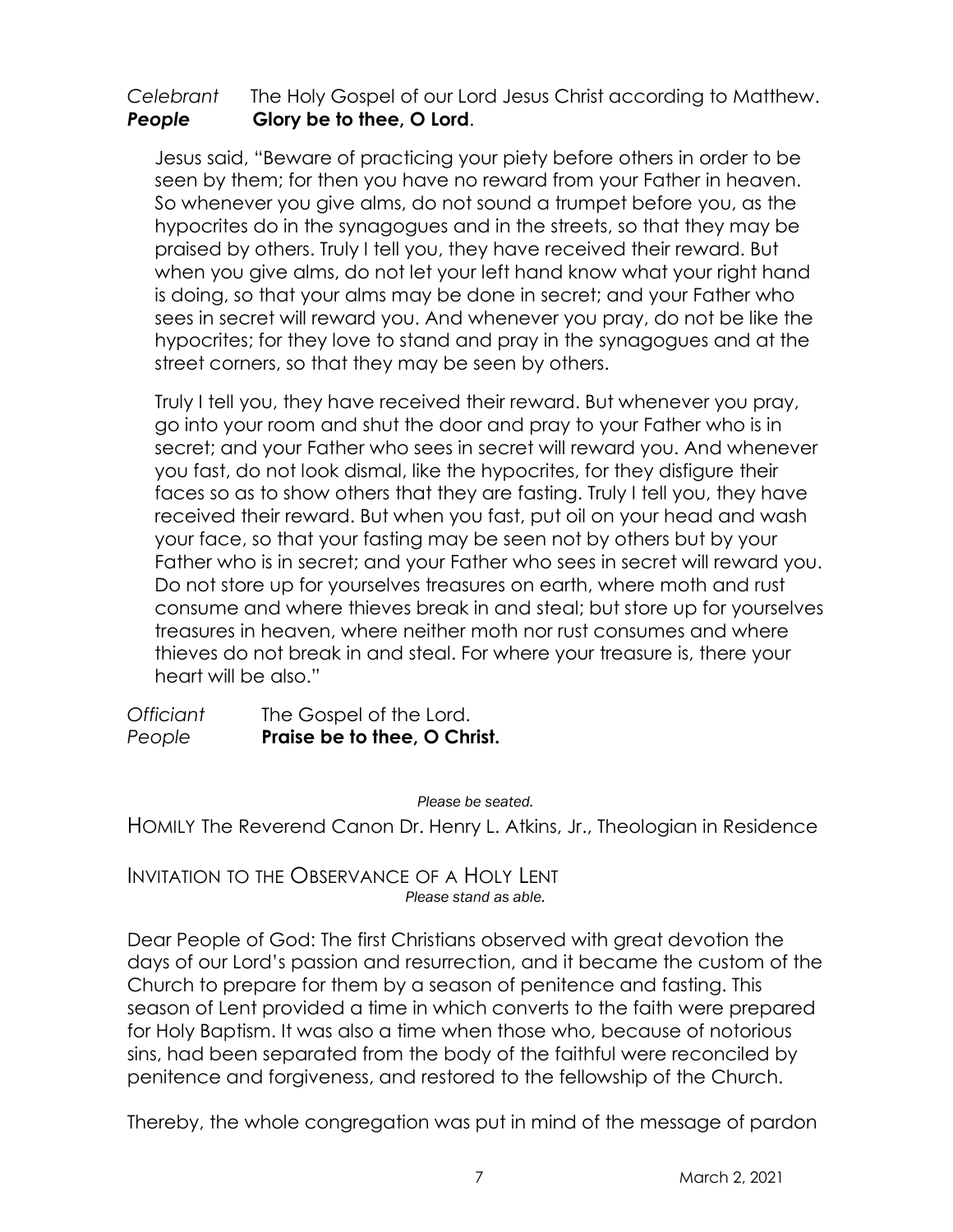*Celebrant* The Holy Gospel of our Lord Jesus Christ according to Matthew.
***People*** **Glory be to thee, O Lord**.

Jesus said, "Beware of practicing your piety before others in order to be seen by them; for then you have no reward from your Father in heaven. So whenever you give alms, do not sound a trumpet before you, as the hypocrites do in the synagogues and in the streets, so that they may be praised by others. Truly I tell you, they have received their reward. But when you give alms, do not let your left hand know what your right hand is doing, so that your alms may be done in secret; and your Father who sees in secret will reward you. And whenever you pray, do not be like the hypocrites; for they love to stand and pray in the synagogues and at the street corners, so that they may be seen by others.

Truly I tell you, they have received their reward. But whenever you pray, go into your room and shut the door and pray to your Father who is in secret; and your Father who sees in secret will reward you. And whenever you fast, do not look dismal, like the hypocrites, for they disfigure their faces so as to show others that they are fasting. Truly I tell you, they have received their reward. But when you fast, put oil on your head and wash your face, so that your fasting may be seen not by others but by your Father who is in secret; and your Father who sees in secret will reward you. Do not store up for yourselves treasures on earth, where moth and rust consume and where thieves break in and steal; but store up for yourselves treasures in heaven, where neither moth nor rust consumes and where thieves do not break in and steal. For where your treasure is, there your heart will be also."

*Officiant* The Gospel of the Lord.
*People* **Praise be to thee, O Christ.**

*Please be seated.*

HOMILY The Reverend Canon Dr. Henry L. Atkins, Jr., Theologian in Residence

INVITATION TO THE OBSERVANCE OF A HOLY LENT
*Please stand as able.*

Dear People of God: The first Christians observed with great devotion the days of our Lord's passion and resurrection, and it became the custom of the Church to prepare for them by a season of penitence and fasting. This season of Lent provided a time in which converts to the faith were prepared for Holy Baptism. It was also a time when those who, because of notorious sins, had been separated from the body of the faithful were reconciled by penitence and forgiveness, and restored to the fellowship of the Church.

Thereby, the whole congregation was put in mind of the message of pardon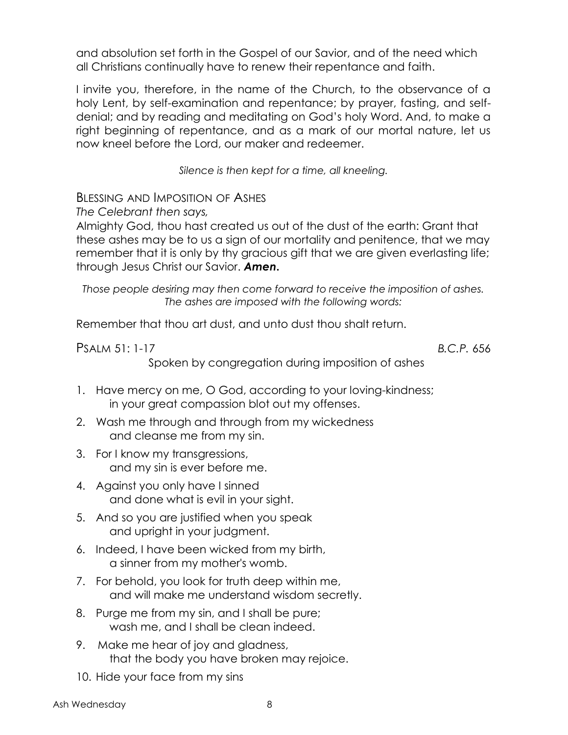and absolution set forth in the Gospel of our Savior, and of the need which all Christians continually have to renew their repentance and faith.

I invite you, therefore, in the name of the Church, to the observance of a holy Lent, by self-examination and repentance; by prayer, fasting, and self-denial; and by reading and meditating on God's holy Word. And, to make a right beginning of repentance, and as a mark of our mortal nature, let us now kneel before the Lord, our maker and redeemer.

*Silence is then kept for a time, all kneeling.*

## Blessing and Imposition of Ashes

*The Celebrant then says,*

Almighty God, thou hast created us out of the dust of the earth: Grant that these ashes may be to us a sign of our mortality and penitence, that we may remember that it is only by thy gracious gift that we are given everlasting life; through Jesus Christ our Savior. ***Amen.***

*Those people desiring may then come forward to receive the imposition of ashes. The ashes are imposed with the following words:*

Remember that thou art dust, and unto dust thou shalt return.

## Psalm 51: 1-17 — *B.C.P. 656*

Spoken by congregation during imposition of ashes

1. Have mercy on me, O God, according to your loving-kindness;
   in your great compassion blot out my offenses.
2. Wash me through and through from my wickedness
   and cleanse me from my sin.
3. For I know my transgressions,
   and my sin is ever before me.
4. Against you only have I sinned
   and done what is evil in your sight.
5. And so you are justified when you speak
   and upright in your judgment.
6. Indeed, I have been wicked from my birth,
   a sinner from my mother's womb.
7. For behold, you look for truth deep within me,
   and will make me understand wisdom secretly.
8. Purge me from my sin, and I shall be pure;
   wash me, and I shall be clean indeed.
9. Make me hear of joy and gladness,
   that the body you have broken may rejoice.
10. Hide your face from my sins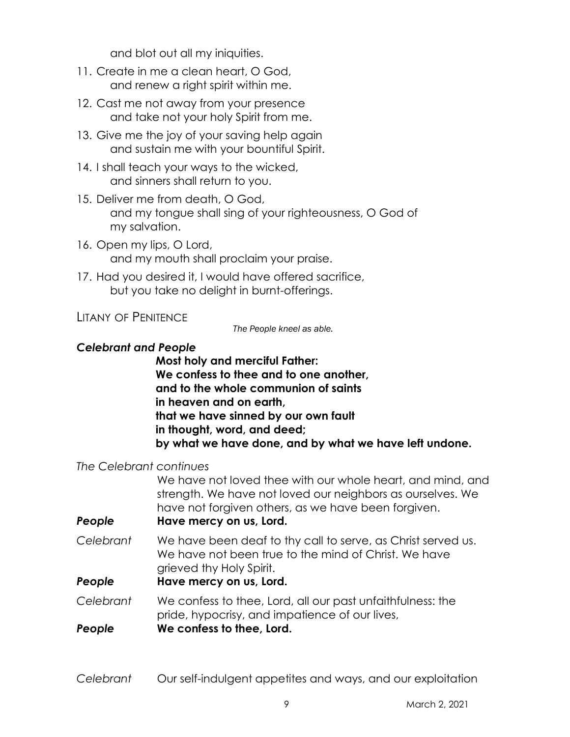and blot out all my iniquities.

11. Create in me a clean heart, O God,
    and renew a right spirit within me.
12. Cast me not away from your presence
    and take not your holy Spirit from me.
13. Give me the joy of your saving help again
    and sustain me with your bountiful Spirit.
14. I shall teach your ways to the wicked,
    and sinners shall return to you.
15. Deliver me from death, O God,
    and my tongue shall sing of your righteousness, O God of my salvation.
16. Open my lips, O Lord,
    and my mouth shall proclaim your praise.
17. Had you desired it, I would have offered sacrifice,
    but you take no delight in burnt-offerings.

## Litany of Penitence

*The People kneel as able.*

***Celebrant and People***

**Most holy and merciful Father:**
**We confess to thee and to one another,**
**and to the whole communion of saints**
**in heaven and on earth,**
**that we have sinned by our own fault**
**in thought, word, and deed;**
**by what we have done, and by what we have left undone.**

*The Celebrant continues*

We have not loved thee with our whole heart, and mind, and strength. We have not loved our neighbors as ourselves. We have not forgiven others, as we have been forgiven.

***People*** **Have mercy on us, Lord.**

*Celebrant* We have been deaf to thy call to serve, as Christ served us. We have not been true to the mind of Christ. We have grieved thy Holy Spirit.

***People*** **Have mercy on us, Lord.**

*Celebrant* We confess to thee, Lord, all our past unfaithfulness: the pride, hypocrisy, and impatience of our lives,

***People*** **We confess to thee, Lord.**

*Celebrant* Our self-indulgent appetites and ways, and our exploitation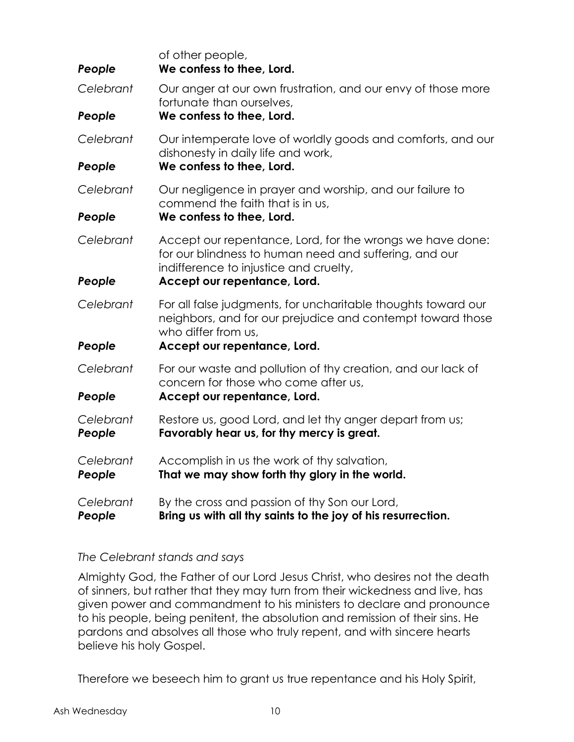of other people,

***People*** **We confess to thee, Lord.**

*Celebrant* Our anger at our own frustration, and our envy of those more fortunate than ourselves,

***People*** **We confess to thee, Lord.**

*Celebrant* Our intemperate love of worldly goods and comforts, and our dishonesty in daily life and work,

***People*** **We confess to thee, Lord.**

*Celebrant* Our negligence in prayer and worship, and our failure to commend the faith that is in us,

***People*** **We confess to thee, Lord.**

*Celebrant* Accept our repentance, Lord, for the wrongs we have done: for our blindness to human need and suffering, and our indifference to injustice and cruelty,

***People*** **Accept our repentance, Lord.**

*Celebrant* For all false judgments, for uncharitable thoughts toward our neighbors, and for our prejudice and contempt toward those who differ from us,

***People*** **Accept our repentance, Lord.**

*Celebrant* For our waste and pollution of thy creation, and our lack of concern for those who come after us,

***People*** **Accept our repentance, Lord.**

*Celebrant* Restore us, good Lord, and let thy anger depart from us;

***People*** **Favorably hear us, for thy mercy is great.**

*Celebrant* Accomplish in us the work of thy salvation,

***People*** **That we may show forth thy glory in the world.**

*Celebrant* By the cross and passion of thy Son our Lord,

***People*** **Bring us with all thy saints to the joy of his resurrection.**

*The Celebrant stands and says*

Almighty God, the Father of our Lord Jesus Christ, who desires not the death of sinners, but rather that they may turn from their wickedness and live, has given power and commandment to his ministers to declare and pronounce to his people, being penitent, the absolution and remission of their sins. He pardons and absolves all those who truly repent, and with sincere hearts believe his holy Gospel.

Therefore we beseech him to grant us true repentance and his Holy Spirit,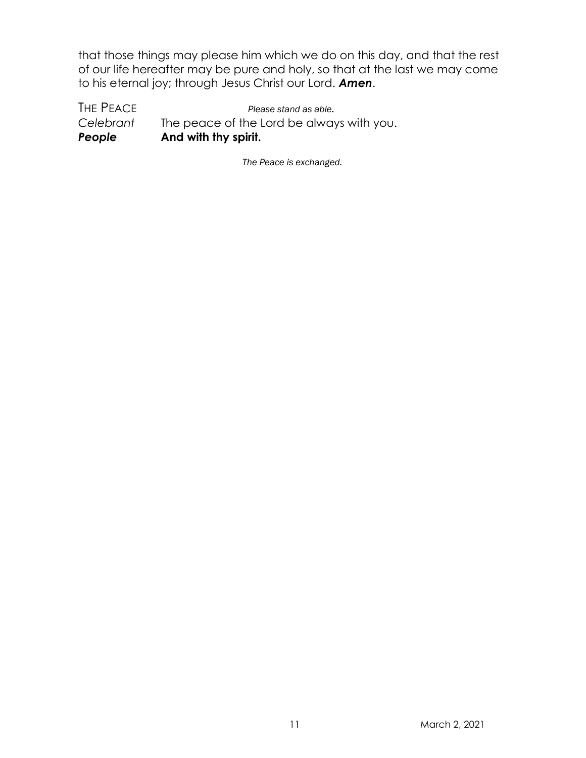that those things may please him which we do on this day, and that the rest of our life hereafter may be pure and holy, so that at the last we may come to his eternal joy; through Jesus Christ our Lord. ***Amen***.

THE PEACE *Please stand as able.*

*Celebrant* The peace of the Lord be always with you.

***People*** **And with thy spirit.**

*The Peace is exchanged.*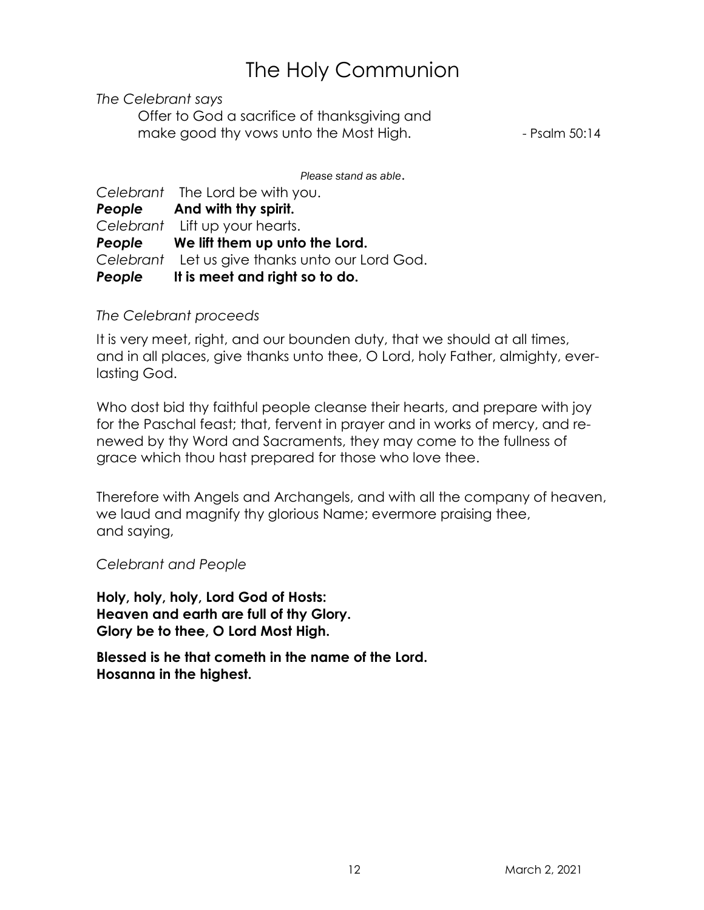# The Holy Communion

*The Celebrant says*

Offer to God a sacrifice of thanksgiving and
make good thy vows unto the Most High. - Psalm 50:14

*Please stand as able.*

*Celebrant* The Lord be with you.
***People*** **And with thy spirit.**
*Celebrant* Lift up your hearts.
***People*** **We lift them up unto the Lord.**
*Celebrant* Let us give thanks unto our Lord God.
***People*** **It is meet and right so to do.**

*The Celebrant proceeds*

It is very meet, right, and our bounden duty, that we should at all times, and in all places, give thanks unto thee, O Lord, holy Father, almighty, everlasting God.

Who dost bid thy faithful people cleanse their hearts, and prepare with joy for the Paschal feast; that, fervent in prayer and in works of mercy, and renewed by thy Word and Sacraments, they may come to the fullness of grace which thou hast prepared for those who love thee.

Therefore with Angels and Archangels, and with all the company of heaven, we laud and magnify thy glorious Name; evermore praising thee, and saying,

*Celebrant and People*

**Holy, holy, holy, Lord God of Hosts:
Heaven and earth are full of thy Glory.
Glory be to thee, O Lord Most High.**

**Blessed is he that cometh in the name of the Lord.
Hosanna in the highest.**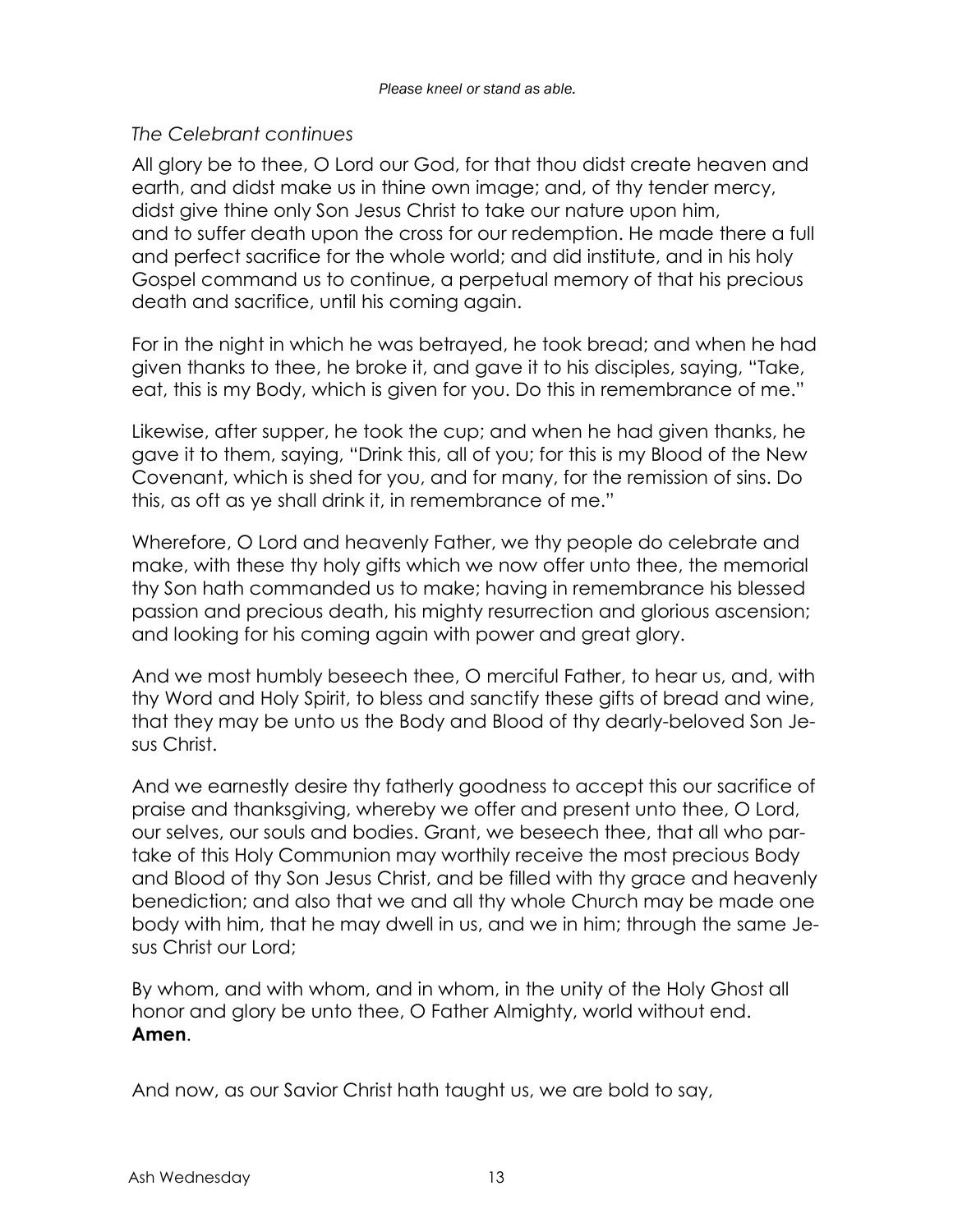*Please kneel or stand as able.*

*The Celebrant continues*

All glory be to thee, O Lord our God, for that thou didst create heaven and earth, and didst make us in thine own image; and, of thy tender mercy, didst give thine only Son Jesus Christ to take our nature upon him, and to suffer death upon the cross for our redemption. He made there a full and perfect sacrifice for the whole world; and did institute, and in his holy Gospel command us to continue, a perpetual memory of that his precious death and sacrifice, until his coming again.

For in the night in which he was betrayed, he took bread; and when he had given thanks to thee, he broke it, and gave it to his disciples, saying, "Take, eat, this is my Body, which is given for you. Do this in remembrance of me."

Likewise, after supper, he took the cup; and when he had given thanks, he gave it to them, saying, "Drink this, all of you; for this is my Blood of the New Covenant, which is shed for you, and for many, for the remission of sins. Do this, as oft as ye shall drink it, in remembrance of me."

Wherefore, O Lord and heavenly Father, we thy people do celebrate and make, with these thy holy gifts which we now offer unto thee, the memorial thy Son hath commanded us to make; having in remembrance his blessed passion and precious death, his mighty resurrection and glorious ascension; and looking for his coming again with power and great glory.

And we most humbly beseech thee, O merciful Father, to hear us, and, with thy Word and Holy Spirit, to bless and sanctify these gifts of bread and wine, that they may be unto us the Body and Blood of thy dearly-beloved Son Jesus Christ.

And we earnestly desire thy fatherly goodness to accept this our sacrifice of praise and thanksgiving, whereby we offer and present unto thee, O Lord, our selves, our souls and bodies. Grant, we beseech thee, that all who partake of this Holy Communion may worthily receive the most precious Body and Blood of thy Son Jesus Christ, and be filled with thy grace and heavenly benediction; and also that we and all thy whole Church may be made one body with him, that he may dwell in us, and we in him; through the same Jesus Christ our Lord;

By whom, and with whom, and in whom, in the unity of the Holy Ghost all honor and glory be unto thee, O Father Almighty, world without end. **Amen**.

And now, as our Savior Christ hath taught us, we are bold to say,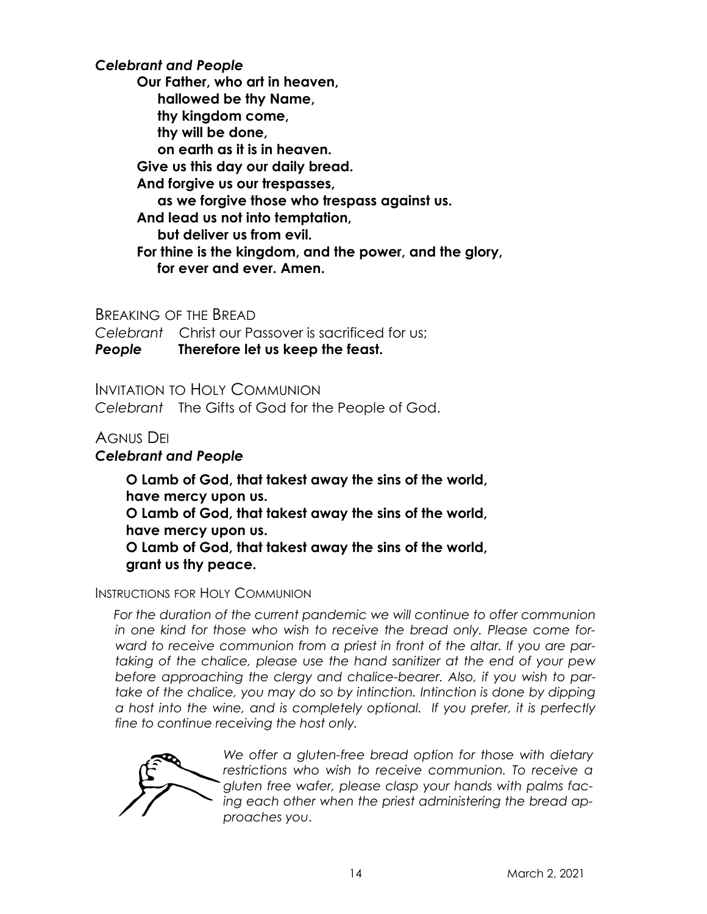***Celebrant and People***

**Our Father, who art in heaven,**
**hallowed be thy Name,**
**thy kingdom come,**
**thy will be done,**
**on earth as it is in heaven.**
**Give us this day our daily bread.**
**And forgive us our trespasses,**
**as we forgive those who trespass against us.**
**And lead us not into temptation,**
**but deliver us from evil.**
**For thine is the kingdom, and the power, and the glory,**
**for ever and ever. Amen.**

## BREAKING OF THE BREAD

*Celebrant* Christ our Passover is sacrificed for us;
***People*** **Therefore let us keep the feast.**

## INVITATION TO HOLY COMMUNION

*Celebrant* The Gifts of God for the People of God.

## AGNUS DEI

***Celebrant and People***

**O Lamb of God, that takest away the sins of the world,**
**have mercy upon us.**
**O Lamb of God, that takest away the sins of the world,**
**have mercy upon us.**
**O Lamb of God, that takest away the sins of the world,**
**grant us thy peace.**

### INSTRUCTIONS FOR HOLY COMMUNION

*For the duration of the current pandemic we will continue to offer communion in one kind for those who wish to receive the bread only. Please come forward to receive communion from a priest in front of the altar. If you are partaking of the chalice, please use the hand sanitizer at the end of your pew before approaching the clergy and chalice-bearer. Also, if you wish to partake of the chalice, you may do so by intinction. Intinction is done by dipping a host into the wine, and is completely optional. If you prefer, it is perfectly fine to continue receiving the host only.*

*We offer a gluten-free bread option for those with dietary restrictions who wish to receive communion. To receive a gluten free wafer, please clasp your hands with palms facing each other when the priest administering the bread approaches you.*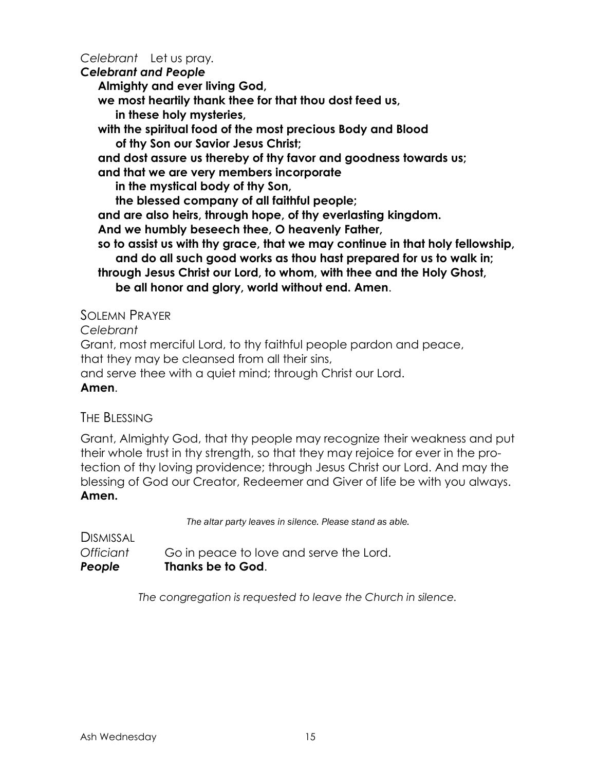*Celebrant* Let us pray.

***Celebrant and People***

**Almighty and ever living God,**
**we most heartily thank thee for that thou dost feed us,**
**in these holy mysteries,**
**with the spiritual food of the most precious Body and Blood**
**of thy Son our Savior Jesus Christ;**
**and dost assure us thereby of thy favor and goodness towards us;**
**and that we are very members incorporate**
**in the mystical body of thy Son,**
**the blessed company of all faithful people;**
**and are also heirs, through hope, of thy everlasting kingdom.**
**And we humbly beseech thee, O heavenly Father,**
**so to assist us with thy grace, that we may continue in that holy fellowship,**
**and do all such good works as thou hast prepared for us to walk in;**
**through Jesus Christ our Lord, to whom, with thee and the Holy Ghost,**
**be all honor and glory, world without end. Amen**.

## Solemn Prayer

*Celebrant*

Grant, most merciful Lord, to thy faithful people pardon and peace,
that they may be cleansed from all their sins,
and serve thee with a quiet mind; through Christ our Lord.
**Amen**.

## The Blessing

Grant, Almighty God, that thy people may recognize their weakness and put their whole trust in thy strength, so that they may rejoice for ever in the protection of thy loving providence; through Jesus Christ our Lord. And may the blessing of God our Creator, Redeemer and Giver of life be with you always.
**Amen.**

*The altar party leaves in silence. Please stand as able.*

## Dismissal

*Officiant* Go in peace to love and serve the Lord.
***People*** **Thanks be to God**.

*The congregation is requested to leave the Church in silence.*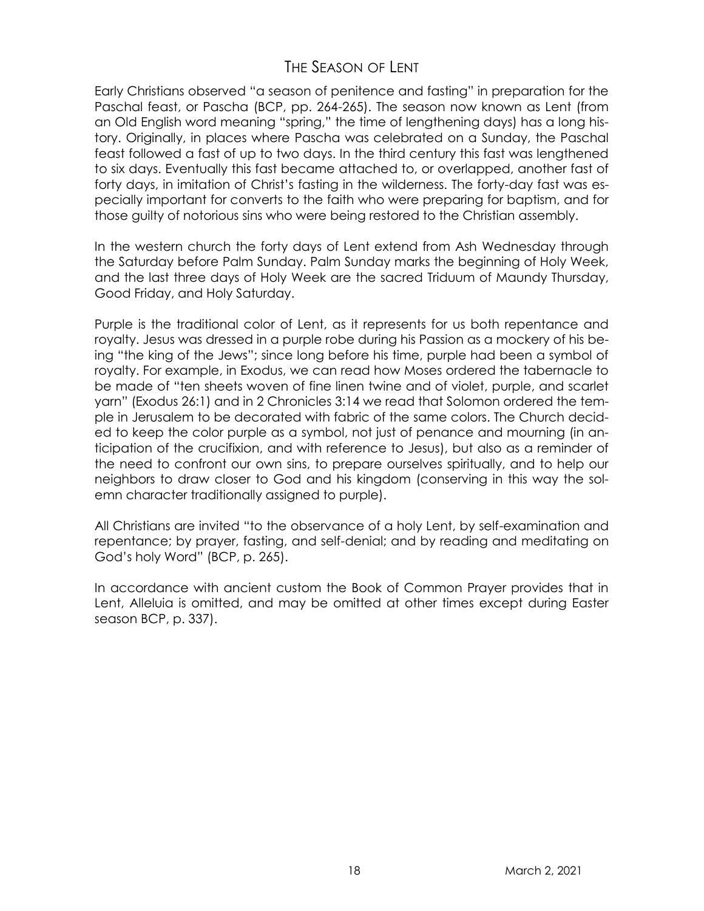# The Season of Lent

Early Christians observed "a season of penitence and fasting" in preparation for the Paschal feast, or Pascha (BCP, pp. 264-265). The season now known as Lent (from an Old English word meaning "spring," the time of lengthening days) has a long history. Originally, in places where Pascha was celebrated on a Sunday, the Paschal feast followed a fast of up to two days. In the third century this fast was lengthened to six days. Eventually this fast became attached to, or overlapped, another fast of forty days, in imitation of Christ's fasting in the wilderness. The forty-day fast was especially important for converts to the faith who were preparing for baptism, and for those guilty of notorious sins who were being restored to the Christian assembly.

In the western church the forty days of Lent extend from Ash Wednesday through the Saturday before Palm Sunday. Palm Sunday marks the beginning of Holy Week, and the last three days of Holy Week are the sacred Triduum of Maundy Thursday, Good Friday, and Holy Saturday.

Purple is the traditional color of Lent, as it represents for us both repentance and royalty. Jesus was dressed in a purple robe during his Passion as a mockery of his being "the king of the Jews"; since long before his time, purple had been a symbol of royalty. For example, in Exodus, we can read how Moses ordered the tabernacle to be made of "ten sheets woven of fine linen twine and of violet, purple, and scarlet yarn" (Exodus 26:1) and in 2 Chronicles 3:14 we read that Solomon ordered the temple in Jerusalem to be decorated with fabric of the same colors. The Church decided to keep the color purple as a symbol, not just of penance and mourning (in anticipation of the crucifixion, and with reference to Jesus), but also as a reminder of the need to confront our own sins, to prepare ourselves spiritually, and to help our neighbors to draw closer to God and his kingdom (conserving in this way the solemn character traditionally assigned to purple).

All Christians are invited "to the observance of a holy Lent, by self-examination and repentance; by prayer, fasting, and self-denial; and by reading and meditating on God's holy Word" (BCP, p. 265).

In accordance with ancient custom the Book of Common Prayer provides that in Lent, Alleluia is omitted, and may be omitted at other times except during Easter season BCP, p. 337).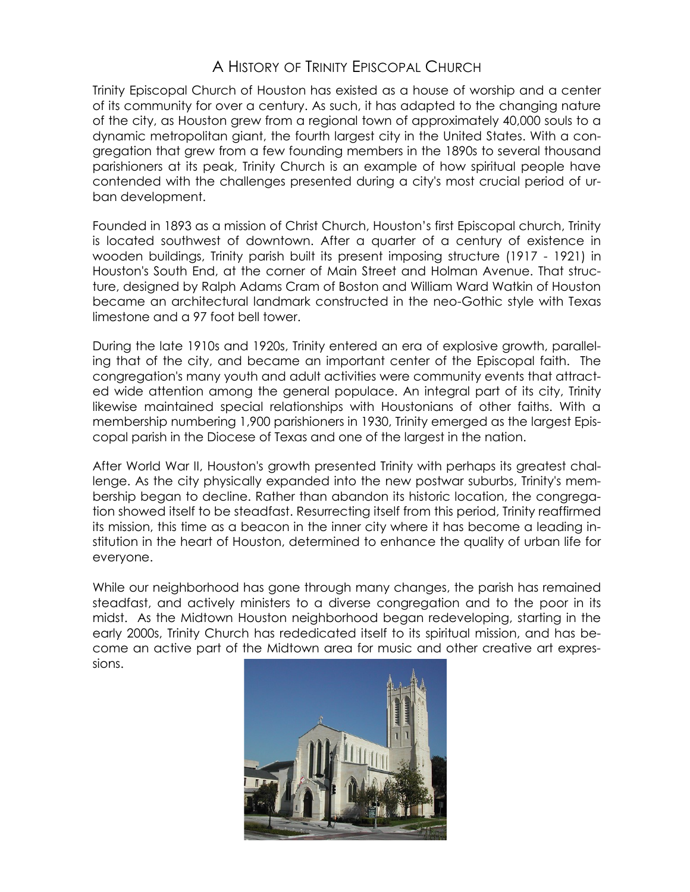# A History of Trinity Episcopal Church

Trinity Episcopal Church of Houston has existed as a house of worship and a center of its community for over a century. As such, it has adapted to the changing nature of the city, as Houston grew from a regional town of approximately 40,000 souls to a dynamic metropolitan giant, the fourth largest city in the United States. With a congregation that grew from a few founding members in the 1890s to several thousand parishioners at its peak, Trinity Church is an example of how spiritual people have contended with the challenges presented during a city's most crucial period of urban development.

Founded in 1893 as a mission of Christ Church, Houston's first Episcopal church, Trinity is located southwest of downtown. After a quarter of a century of existence in wooden buildings, Trinity parish built its present imposing structure (1917 - 1921) in Houston's South End, at the corner of Main Street and Holman Avenue. That structure, designed by Ralph Adams Cram of Boston and William Ward Watkin of Houston became an architectural landmark constructed in the neo-Gothic style with Texas limestone and a 97 foot bell tower.

During the late 1910s and 1920s, Trinity entered an era of explosive growth, paralleling that of the city, and became an important center of the Episcopal faith. The congregation's many youth and adult activities were community events that attracted wide attention among the general populace. An integral part of its city, Trinity likewise maintained special relationships with Houstonians of other faiths. With a membership numbering 1,900 parishioners in 1930, Trinity emerged as the largest Episcopal parish in the Diocese of Texas and one of the largest in the nation.

After World War II, Houston's growth presented Trinity with perhaps its greatest challenge. As the city physically expanded into the new postwar suburbs, Trinity's membership began to decline. Rather than abandon its historic location, the congregation showed itself to be steadfast. Resurrecting itself from this period, Trinity reaffirmed its mission, this time as a beacon in the inner city where it has become a leading institution in the heart of Houston, determined to enhance the quality of urban life for everyone.

While our neighborhood has gone through many changes, the parish has remained steadfast, and actively ministers to a diverse congregation and to the poor in its midst. As the Midtown Houston neighborhood began redeveloping, starting in the early 2000s, Trinity Church has rededicated itself to its spiritual mission, and has become an active part of the Midtown area for music and other creative art expressions.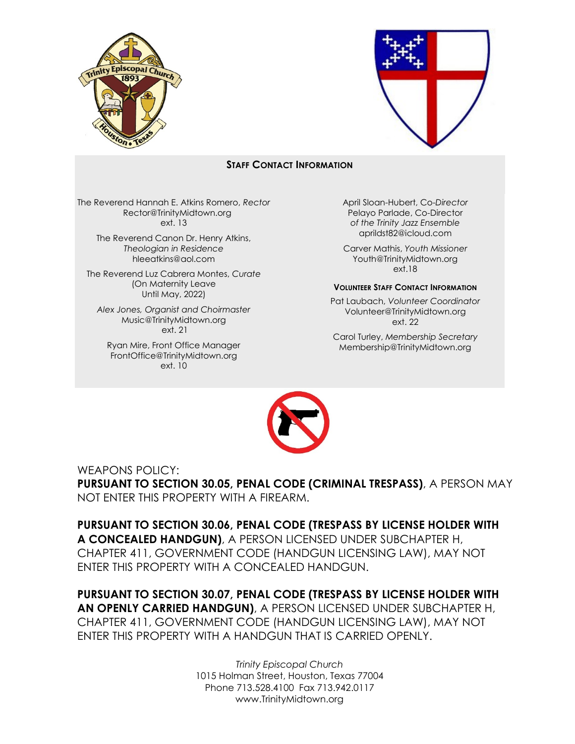## STAFF CONTACT INFORMATION

The Reverend Hannah E. Atkins Romero, *Rector*
Rector@TrinityMidtown.org
ext. 13

The Reverend Canon Dr. Henry Atkins,
*Theologian in Residence*
hleeatkins@aol.com

The Reverend Luz Cabrera Montes, *Curate*
(On Maternity Leave
Until May, 2022)

*Alex Jones, Organist and Choirmaster*
Music@TrinityMidtown.org
ext. 21

Ryan Mire, Front Office Manager
FrontOffice@TrinityMidtown.org
ext. 10

April Sloan-Hubert, Co-*Director*
Pelayo Parlade, Co-Director
*of the Trinity Jazz Ensemble*
aprildst82@icloud.com

Carver Mathis, *Youth Missioner*
Youth@TrinityMidtown.org
ext.18

### VOLUNTEER STAFF CONTACT INFORMATION

Pat Laubach, *Volunteer Coordinator*
Volunteer@TrinityMidtown.org
ext. 22

Carol Turley, *Membership Secretary*
Membership@TrinityMidtown.org

WEAPONS POLICY:
**PURSUANT TO SECTION 30.05, PENAL CODE (CRIMINAL TRESPASS)**, A PERSON MAY NOT ENTER THIS PROPERTY WITH A FIREARM.

**PURSUANT TO SECTION 30.06, PENAL CODE (TRESPASS BY LICENSE HOLDER WITH A CONCEALED HANDGUN)**, A PERSON LICENSED UNDER SUBCHAPTER H, CHAPTER 411, GOVERNMENT CODE (HANDGUN LICENSING LAW), MAY NOT ENTER THIS PROPERTY WITH A CONCEALED HANDGUN.

**PURSUANT TO SECTION 30.07, PENAL CODE (TRESPASS BY LICENSE HOLDER WITH AN OPENLY CARRIED HANDGUN)**, A PERSON LICENSED UNDER SUBCHAPTER H, CHAPTER 411, GOVERNMENT CODE (HANDGUN LICENSING LAW), MAY NOT ENTER THIS PROPERTY WITH A HANDGUN THAT IS CARRIED OPENLY.

*Trinity Episcopal Church*
1015 Holman Street, Houston, Texas 77004
Phone 713.528.4100 Fax 713.942.0117
www.TrinityMidtown.org